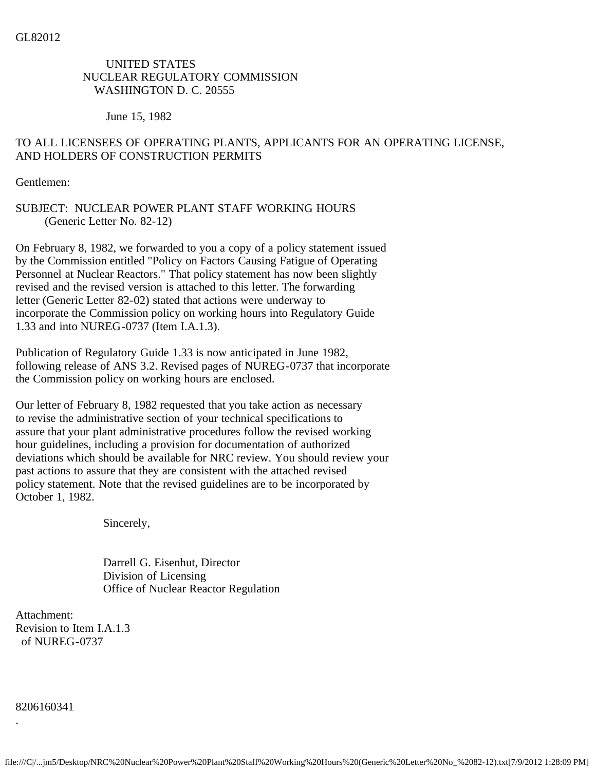GL82012

UNITED STATES
NUCLEAR REGULATORY COMMISSION
WASHINGTON D. C. 20555

June 15, 1982

TO ALL LICENSEES OF OPERATING PLANTS, APPLICANTS FOR AN OPERATING LICENSE, AND HOLDERS OF CONSTRUCTION PERMITS

Gentlemen:

SUBJECT: NUCLEAR POWER PLANT STAFF WORKING HOURS (Generic Letter No. 82-12)

On February 8, 1982, we forwarded to you a copy of a policy statement issued by the Commission entitled "Policy on Factors Causing Fatigue of Operating Personnel at Nuclear Reactors." That policy statement has now been slightly revised and the revised version is attached to this letter. The forwarding letter (Generic Letter 82-02) stated that actions were underway to incorporate the Commission policy on working hours into Regulatory Guide 1.33 and into NUREG-0737 (Item I.A.1.3).

Publication of Regulatory Guide 1.33 is now anticipated in June 1982, following release of ANS 3.2. Revised pages of NUREG-0737 that incorporate the Commission policy on working hours are enclosed.

Our letter of February 8, 1982 requested that you take action as necessary to revise the administrative section of your technical specifications to assure that your plant administrative procedures follow the revised working hour guidelines, including a provision for documentation of authorized deviations which should be available for NRC review. You should review your past actions to assure that they are consistent with the attached revised policy statement. Note that the revised guidelines are to be incorporated by October 1, 1982.

Sincerely,

Darrell G. Eisenhut, Director
Division of Licensing
Office of Nuclear Reactor Regulation

Attachment:
Revision to Item I.A.1.3
of NUREG-0737

8206160341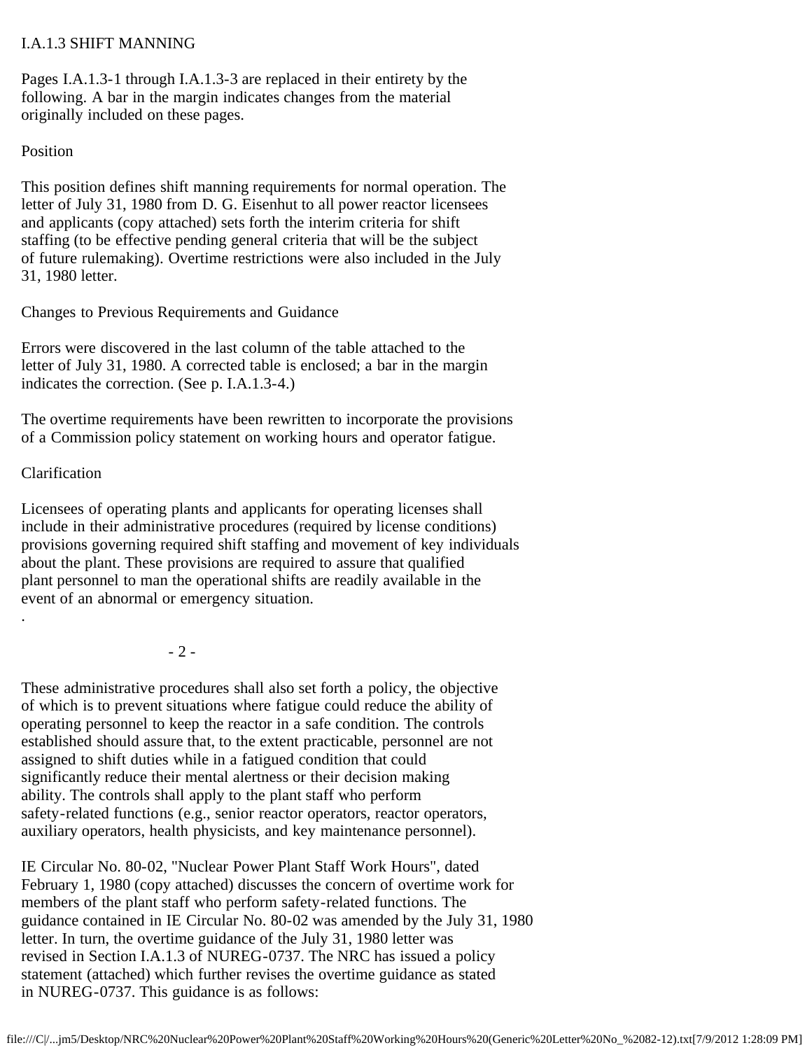I.A.1.3 SHIFT MANNING

Pages I.A.1.3-1 through I.A.1.3-3 are replaced in their entirety by the following. A bar in the margin indicates changes from the material originally included on these pages.

Position

This position defines shift manning requirements for normal operation. The letter of July 31, 1980 from D. G. Eisenhut to all power reactor licensees and applicants (copy attached) sets forth the interim criteria for shift staffing (to be effective pending general criteria that will be the subject of future rulemaking). Overtime restrictions were also included in the July 31, 1980 letter.

Changes to Previous Requirements and Guidance

Errors were discovered in the last column of the table attached to the letter of July 31, 1980. A corrected table is enclosed; a bar in the margin indicates the correction. (See p. I.A.1.3-4.)

The overtime requirements have been rewritten to incorporate the provisions of a Commission policy statement on working hours and operator fatigue.

Clarification

Licensees of operating plants and applicants for operating licenses shall include in their administrative procedures (required by license conditions) provisions governing required shift staffing and movement of key individuals about the plant. These provisions are required to assure that qualified plant personnel to man the operational shifts are readily available in the event of an abnormal or emergency situation.

These administrative procedures shall also set forth a policy, the objective of which is to prevent situations where fatigue could reduce the ability of operating personnel to keep the reactor in a safe condition. The controls established should assure that, to the extent practicable, personnel are not assigned to shift duties while in a fatigued condition that could significantly reduce their mental alertness or their decision making ability. The controls shall apply to the plant staff who perform safety-related functions (e.g., senior reactor operators, reactor operators, auxiliary operators, health physicists, and key maintenance personnel).

IE Circular No. 80-02, "Nuclear Power Plant Staff Work Hours", dated February 1, 1980 (copy attached) discusses the concern of overtime work for members of the plant staff who perform safety-related functions. The guidance contained in IE Circular No. 80-02 was amended by the July 31, 1980 letter. In turn, the overtime guidance of the July 31, 1980 letter was revised in Section I.A.1.3 of NUREG-0737. The NRC has issued a policy statement (attached) which further revises the overtime guidance as stated in NUREG-0737. This guidance is as follows: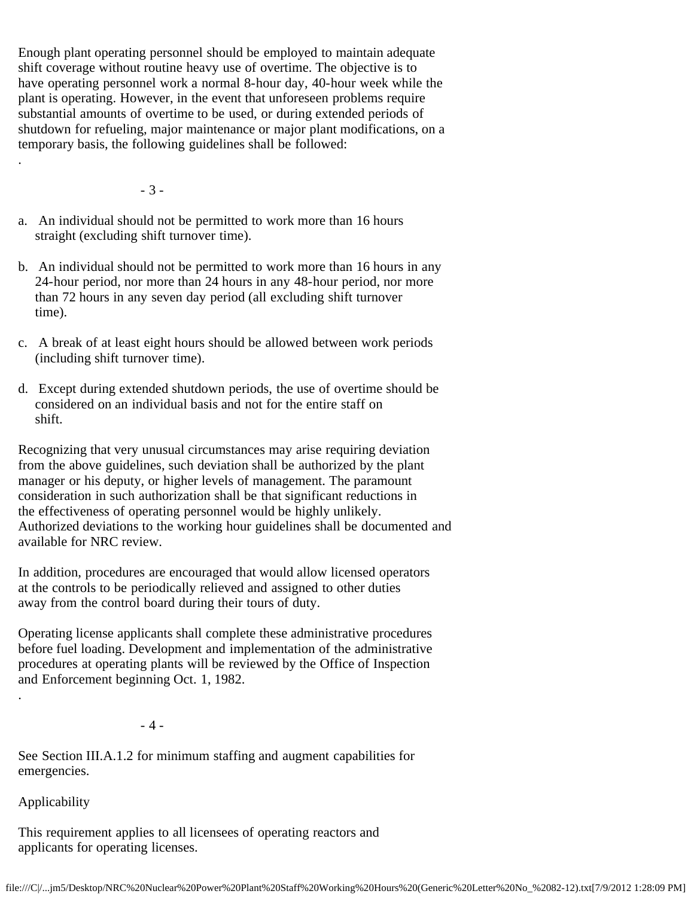Enough plant operating personnel should be employed to maintain adequate shift coverage without routine heavy use of overtime. The objective is to have operating personnel work a normal 8-hour day, 40-hour week while the plant is operating. However, in the event that unforeseen problems require substantial amounts of overtime to be used, or during extended periods of shutdown for refueling, major maintenance or major plant modifications, on a temporary basis, the following guidelines shall be followed:

a. An individual should not be permitted to work more than 16 hours straight (excluding shift turnover time).

b. An individual should not be permitted to work more than 16 hours in any 24-hour period, nor more than 24 hours in any 48-hour period, nor more than 72 hours in any seven day period (all excluding shift turnover time).

c. A break of at least eight hours should be allowed between work periods (including shift turnover time).

d. Except during extended shutdown periods, the use of overtime should be considered on an individual basis and not for the entire staff on shift.

Recognizing that very unusual circumstances may arise requiring deviation from the above guidelines, such deviation shall be authorized by the plant manager or his deputy, or higher levels of management. The paramount consideration in such authorization shall be that significant reductions in the effectiveness of operating personnel would be highly unlikely. Authorized deviations to the working hour guidelines shall be documented and available for NRC review.

In addition, procedures are encouraged that would allow licensed operators at the controls to be periodically relieved and assigned to other duties away from the control board during their tours of duty.

Operating license applicants shall complete these administrative procedures before fuel loading. Development and implementation of the administrative procedures at operating plants will be reviewed by the Office of Inspection and Enforcement beginning Oct. 1, 1982.

See Section III.A.1.2 for minimum staffing and augment capabilities for emergencies.

Applicability

This requirement applies to all licensees of operating reactors and applicants for operating licenses.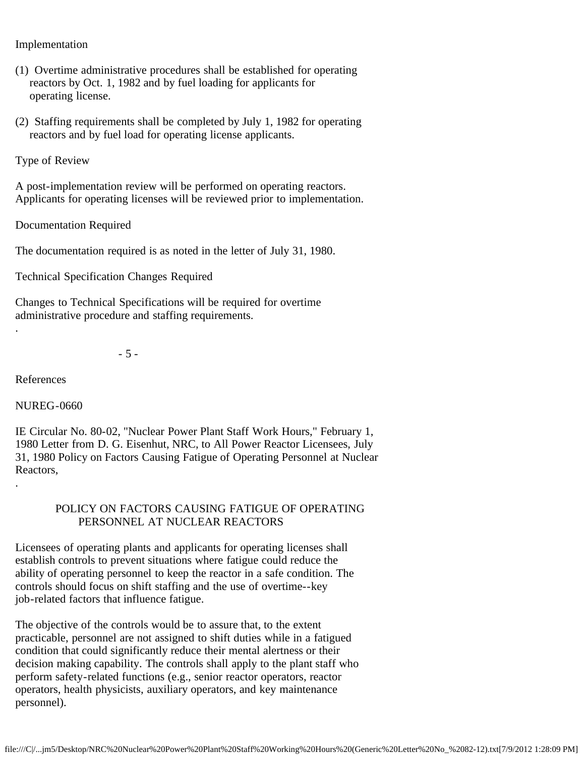Implementation

(1) Overtime administrative procedures shall be established for operating reactors by Oct. 1, 1982 and by fuel loading for applicants for operating license.

(2) Staffing requirements shall be completed by July 1, 1982 for operating reactors and by fuel load for operating license applicants.

Type of Review

A post-implementation review will be performed on operating reactors. Applicants for operating licenses will be reviewed prior to implementation.

Documentation Required

The documentation required is as noted in the letter of July 31, 1980.

Technical Specification Changes Required

Changes to Technical Specifications will be required for overtime administrative procedure and staffing requirements.

References

NUREG-0660

IE Circular No. 80-02, "Nuclear Power Plant Staff Work Hours," February 1, 1980 Letter from D. G. Eisenhut, NRC, to All Power Reactor Licensees, July 31, 1980 Policy on Factors Causing Fatigue of Operating Personnel at Nuclear Reactors,

## POLICY ON FACTORS CAUSING FATIGUE OF OPERATING PERSONNEL AT NUCLEAR REACTORS

Licensees of operating plants and applicants for operating licenses shall establish controls to prevent situations where fatigue could reduce the ability of operating personnel to keep the reactor in a safe condition. The controls should focus on shift staffing and the use of overtime--key job-related factors that influence fatigue.

The objective of the controls would be to assure that, to the extent practicable, personnel are not assigned to shift duties while in a fatigued condition that could significantly reduce their mental alertness or their decision making capability. The controls shall apply to the plant staff who perform safety-related functions (e.g., senior reactor operators, reactor operators, health physicists, auxiliary operators, and key maintenance personnel).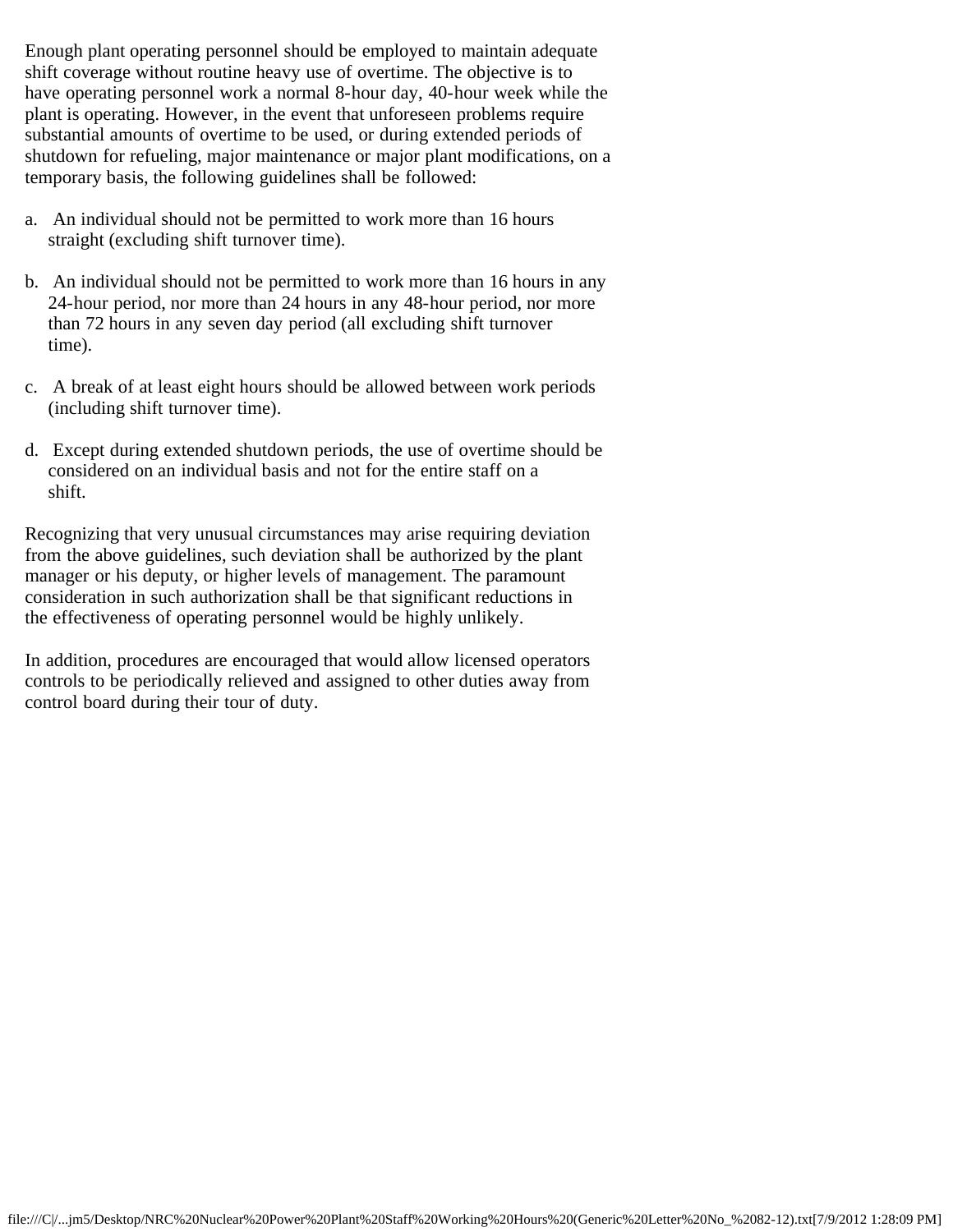Enough plant operating personnel should be employed to maintain adequate shift coverage without routine heavy use of overtime. The objective is to have operating personnel work a normal 8-hour day, 40-hour week while the plant is operating. However, in the event that unforeseen problems require substantial amounts of overtime to be used, or during extended periods of shutdown for refueling, major maintenance or major plant modifications, on a temporary basis, the following guidelines shall be followed:

a. An individual should not be permitted to work more than 16 hours straight (excluding shift turnover time).

b. An individual should not be permitted to work more than 16 hours in any 24-hour period, nor more than 24 hours in any 48-hour period, nor more than 72 hours in any seven day period (all excluding shift turnover time).

c. A break of at least eight hours should be allowed between work periods (including shift turnover time).

d. Except during extended shutdown periods, the use of overtime should be considered on an individual basis and not for the entire staff on a shift.

Recognizing that very unusual circumstances may arise requiring deviation from the above guidelines, such deviation shall be authorized by the plant manager or his deputy, or higher levels of management. The paramount consideration in such authorization shall be that significant reductions in the effectiveness of operating personnel would be highly unlikely.

In addition, procedures are encouraged that would allow licensed operators controls to be periodically relieved and assigned to other duties away from control board during their tour of duty.